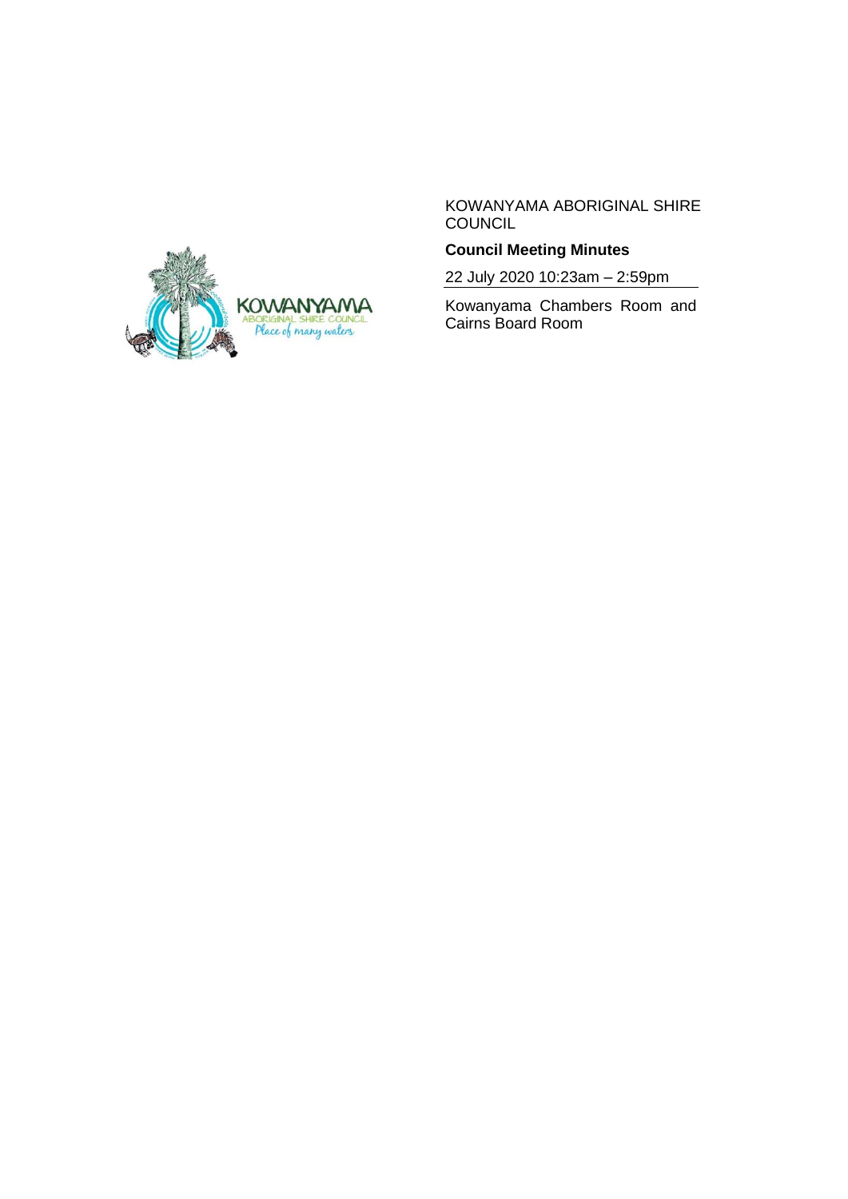KOWANYAMA ABORIGINAL SHIRE COUNCIL

**Council Meeting Minutes**

22 July 2020 10:23am – 2:59pm

Kowanyama Chambers Room and Cairns Board Room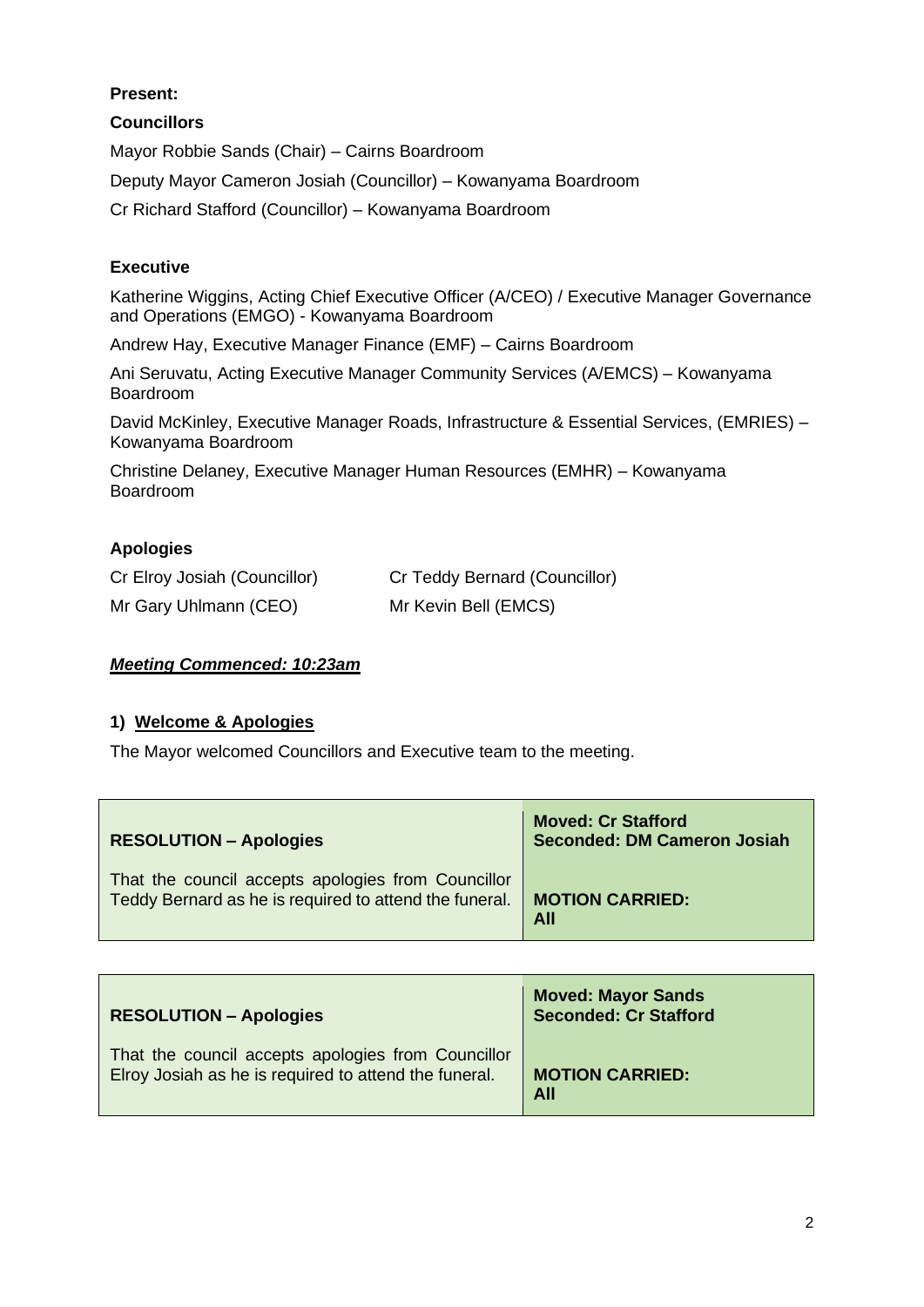**Present:**

**Councillors**

Mayor Robbie Sands (Chair) – Cairns Boardroom

Deputy Mayor Cameron Josiah (Councillor) – Kowanyama Boardroom

Cr Richard Stafford (Councillor) – Kowanyama Boardroom

**Executive**

Katherine Wiggins, Acting Chief Executive Officer (A/CEO) / Executive Manager Governance and Operations (EMGO) - Kowanyama Boardroom

Andrew Hay, Executive Manager Finance (EMF) – Cairns Boardroom

Ani Seruvatu, Acting Executive Manager Community Services (A/EMCS) – Kowanyama Boardroom

David McKinley, Executive Manager Roads, Infrastructure & Essential Services, (EMRIES) – Kowanyama Boardroom

Christine Delaney, Executive Manager Human Resources (EMHR) – Kowanyama Boardroom

**Apologies**

Cr Elroy Josiah (Councillor)

Cr Teddy Bernard (Councillor)

Mr Gary Uhlmann (CEO)

Mr Kevin Bell (EMCS)

***<u>Meeting Commenced: 10:23am</u>***

**1) <u>Welcome & Apologies</u>**

The Mayor welcomed Councillors and Executive team to the meeting.

| **RESOLUTION – Apologies** | **Moved: Cr Stafford**<br>**Seconded: DM Cameron Josiah** |
|---|---|
| That the council accepts apologies from Councillor Teddy Bernard as he is required to attend the funeral. | **MOTION CARRIED:**<br>**All** |

| **RESOLUTION – Apologies** | **Moved: Mayor Sands**<br>**Seconded: Cr Stafford** |
|---|---|
| That the council accepts apologies from Councillor Elroy Josiah as he is required to attend the funeral. | **MOTION CARRIED:**<br>**All** |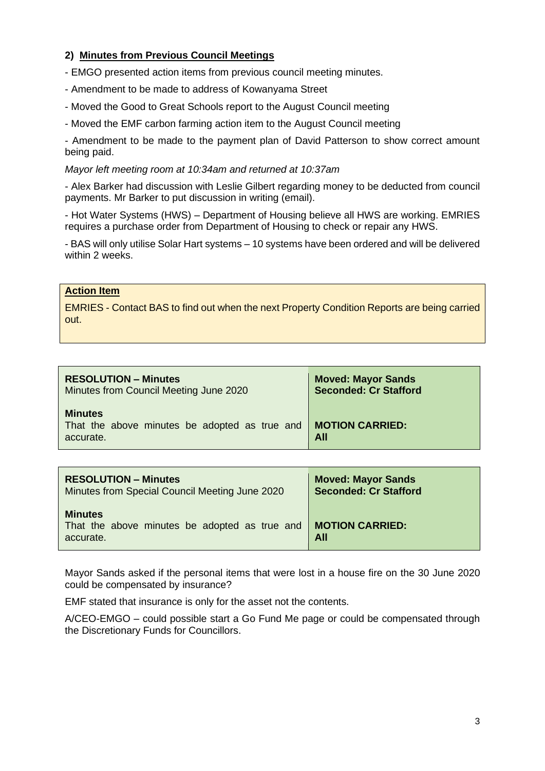## 2) Minutes from Previous Council Meetings

- EMGO presented action items from previous council meeting minutes.
- Amendment to be made to address of Kowanyama Street
- Moved the Good to Great Schools report to the August Council meeting
- Moved the EMF carbon farming action item to the August Council meeting
- Amendment to be made to the payment plan of David Patterson to show correct amount being paid.

*Mayor left meeting room at 10:34am and returned at 10:37am*

- Alex Barker had discussion with Leslie Gilbert regarding money to be deducted from council payments. Mr Barker to put discussion in writing (email).
- Hot Water Systems (HWS) – Department of Housing believe all HWS are working. EMRIES requires a purchase order from Department of Housing to check or repair any HWS.
- BAS will only utilise Solar Hart systems – 10 systems have been ordered and will be delivered within 2 weeks.

**Action Item**

EMRIES - Contact BAS to find out when the next Property Condition Reports are being carried out.

| **RESOLUTION – Minutes**<br>Minutes from Council Meeting June 2020 | **Moved: Mayor Sands**<br>**Seconded: Cr Stafford** |
|---|---|
| **Minutes**<br>That the above minutes be adopted as true and accurate. | **MOTION CARRIED:**<br>**All** |

| **RESOLUTION – Minutes**<br>Minutes from Special Council Meeting June 2020 | **Moved: Mayor Sands**<br>**Seconded: Cr Stafford** |
|---|---|
| **Minutes**<br>That the above minutes be adopted as true and accurate. | **MOTION CARRIED:**<br>**All** |

Mayor Sands asked if the personal items that were lost in a house fire on the 30 June 2020 could be compensated by insurance?

EMF stated that insurance is only for the asset not the contents.

A/CEO-EMGO – could possible start a Go Fund Me page or could be compensated through the Discretionary Funds for Councillors.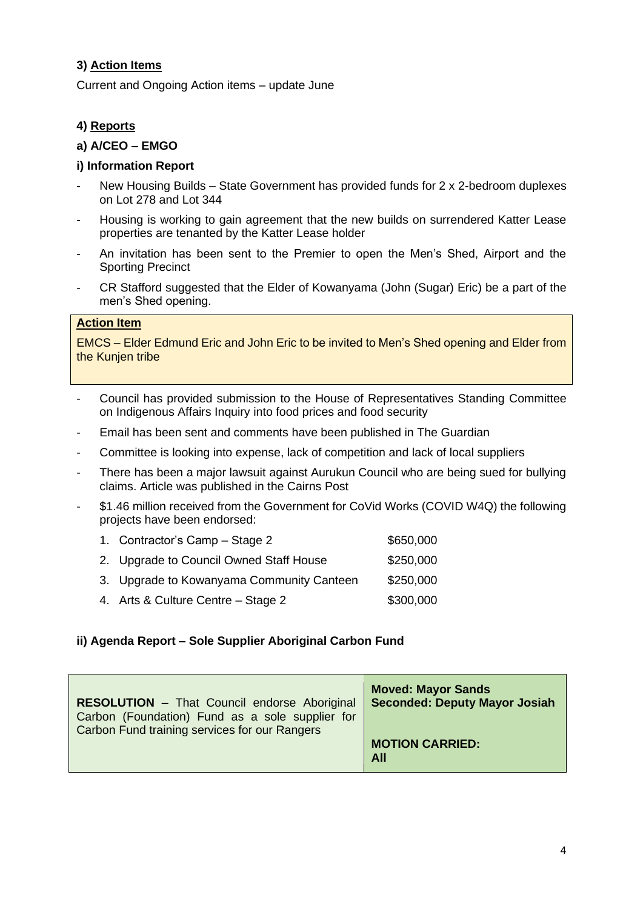### 3) Action Items

Current and Ongoing Action items – update June

### 4) Reports

**a) A/CEO – EMGO**

**i) Information Report**

- New Housing Builds – State Government has provided funds for 2 x 2-bedroom duplexes on Lot 278 and Lot 344
- Housing is working to gain agreement that the new builds on surrendered Katter Lease properties are tenanted by the Katter Lease holder
- An invitation has been sent to the Premier to open the Men's Shed, Airport and the Sporting Precinct
- CR Stafford suggested that the Elder of Kowanyama (John (Sugar) Eric) be a part of the men's Shed opening.

| **Action Item** |
|---|
| EMCS – Elder Edmund Eric and John Eric to be invited to Men's Shed opening and Elder from the Kunjen tribe |

- Council has provided submission to the House of Representatives Standing Committee on Indigenous Affairs Inquiry into food prices and food security
- Email has been sent and comments have been published in The Guardian
- Committee is looking into expense, lack of competition and lack of local suppliers
- There has been a major lawsuit against Aurukun Council who are being sued for bullying claims. Article was published in the Cairns Post
- $1.46 million received from the Government for CoVid Works (COVID W4Q) the following projects have been endorsed:

| | |
|---|---|
| 1. Contractor's Camp – Stage 2 | $650,000 |
| 2. Upgrade to Council Owned Staff House | $250,000 |
| 3. Upgrade to Kowanyama Community Canteen | $250,000 |
| 4. Arts & Culture Centre – Stage 2 | $300,000 |

**ii) Agenda Report – Sole Supplier Aboriginal Carbon Fund**

| | |
|---|---|
| **RESOLUTION –** That Council endorse Aboriginal Carbon (Foundation) Fund as a sole supplier for Carbon Fund training services for our Rangers | **Moved: Mayor Sands**<br>**Seconded: Deputy Mayor Josiah**<br><br>**MOTION CARRIED:**<br>**All** |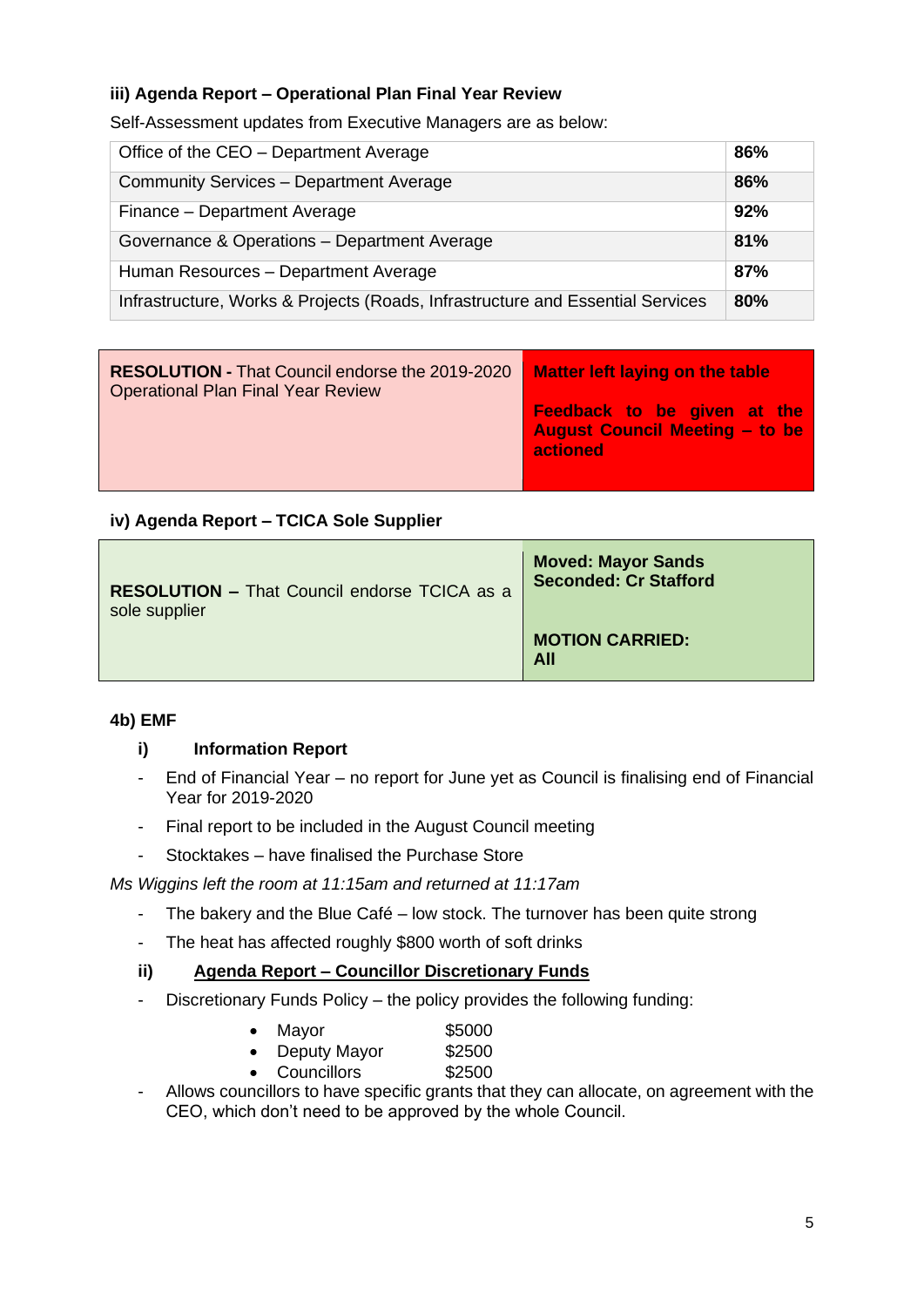**iii) Agenda Report – Operational Plan Final Year Review**

Self-Assessment updates from Executive Managers are as below:

| | |
|---|---|
| Office of the CEO – Department Average | **86%** |
| Community Services – Department Average | **86%** |
| Finance – Department Average | **92%** |
| Governance & Operations – Department Average | **81%** |
| Human Resources – Department Average | **87%** |
| Infrastructure, Works & Projects (Roads, Infrastructure and Essential Services | **80%** |

| | |
|---|---|
| **RESOLUTION -** That Council endorse the 2019-2020 Operational Plan Final Year Review | **Matter left laying on the table**<br><br>**Feedback to be given at the August Council Meeting – to be actioned** |

**iv) Agenda Report – TCICA Sole Supplier**

| | |
|---|---|
| **RESOLUTION –** That Council endorse TCICA as a sole supplier | **Moved: Mayor Sands**<br>**Seconded: Cr Stafford**<br><br>**MOTION CARRIED: All** |

**4b) EMF**

**i) Information Report**

- End of Financial Year – no report for June yet as Council is finalising end of Financial Year for 2019-2020
- Final report to be included in the August Council meeting
- Stocktakes – have finalised the Purchase Store

*Ms Wiggins left the room at 11:15am and returned at 11:17am*

- The bakery and the Blue Café – low stock. The turnover has been quite strong
- The heat has affected roughly $800 worth of soft drinks

**ii) <u>Agenda Report – Councillor Discretionary Funds</u>**

- Discretionary Funds Policy – the policy provides the following funding:
  - Mayor $5000
  - Deputy Mayor $2500
  - Councillors $2500
- Allows councillors to have specific grants that they can allocate, on agreement with the CEO, which don't need to be approved by the whole Council.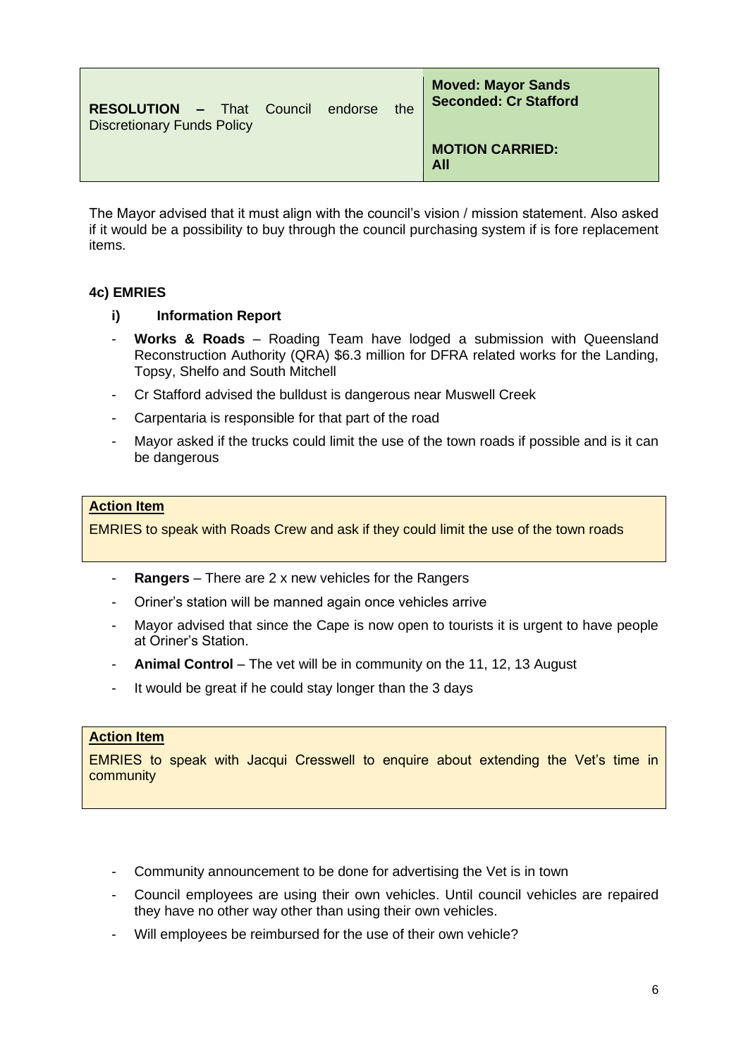| **RESOLUTION –** That Council endorse the Discretionary Funds Policy | **Moved: Mayor Sands**<br>**Seconded: Cr Stafford**<br><br>**MOTION CARRIED: All** |
|---|---|

The Mayor advised that it must align with the council's vision / mission statement. Also asked if it would be a possibility to buy through the council purchasing system if is fore replacement items.

**4c) EMRIES**

**i) Information Report**

- **Works & Roads** – Roading Team have lodged a submission with Queensland Reconstruction Authority (QRA) $6.3 million for DFRA related works for the Landing, Topsy, Shelfo and South Mitchell
- Cr Stafford advised the bulldust is dangerous near Muswell Creek
- Carpentaria is responsible for that part of the road
- Mayor asked if the trucks could limit the use of the town roads if possible and is it can be dangerous

| **Action Item** |
|---|
| EMRIES to speak with Roads Crew and ask if they could limit the use of the town roads |

- **Rangers** – There are 2 x new vehicles for the Rangers
- Oriner's station will be manned again once vehicles arrive
- Mayor advised that since the Cape is now open to tourists it is urgent to have people at Oriner's Station.
- **Animal Control** – The vet will be in community on the 11, 12, 13 August
- It would be great if he could stay longer than the 3 days

| **Action Item** |
|---|
| EMRIES to speak with Jacqui Cresswell to enquire about extending the Vet's time in community |

- Community announcement to be done for advertising the Vet is in town
- Council employees are using their own vehicles. Until council vehicles are repaired they have no other way other than using their own vehicles.
- Will employees be reimbursed for the use of their own vehicle?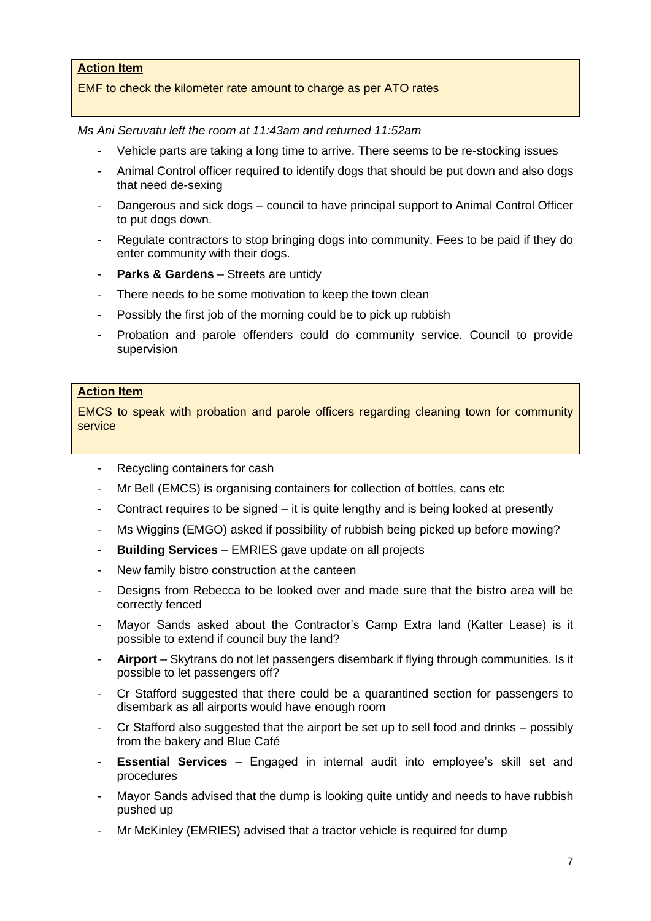**Action Item**

EMF to check the kilometer rate amount to charge as per ATO rates

*Ms Ani Seruvatu left the room at 11:43am and returned 11:52am*

- Vehicle parts are taking a long time to arrive. There seems to be re-stocking issues
- Animal Control officer required to identify dogs that should be put down and also dogs that need de-sexing
- Dangerous and sick dogs – council to have principal support to Animal Control Officer to put dogs down.
- Regulate contractors to stop bringing dogs into community. Fees to be paid if they do enter community with their dogs.
- **Parks & Gardens** – Streets are untidy
- There needs to be some motivation to keep the town clean
- Possibly the first job of the morning could be to pick up rubbish
- Probation and parole offenders could do community service. Council to provide supervision

**Action Item**

EMCS to speak with probation and parole officers regarding cleaning town for community service

- Recycling containers for cash
- Mr Bell (EMCS) is organising containers for collection of bottles, cans etc
- Contract requires to be signed – it is quite lengthy and is being looked at presently
- Ms Wiggins (EMGO) asked if possibility of rubbish being picked up before mowing?
- **Building Services** – EMRIES gave update on all projects
- New family bistro construction at the canteen
- Designs from Rebecca to be looked over and made sure that the bistro area will be correctly fenced
- Mayor Sands asked about the Contractor's Camp Extra land (Katter Lease) is it possible to extend if council buy the land?
- **Airport** – Skytrans do not let passengers disembark if flying through communities. Is it possible to let passengers off?
- Cr Stafford suggested that there could be a quarantined section for passengers to disembark as all airports would have enough room
- Cr Stafford also suggested that the airport be set up to sell food and drinks – possibly from the bakery and Blue Café
- **Essential Services** – Engaged in internal audit into employee's skill set and procedures
- Mayor Sands advised that the dump is looking quite untidy and needs to have rubbish pushed up
- Mr McKinley (EMRIES) advised that a tractor vehicle is required for dump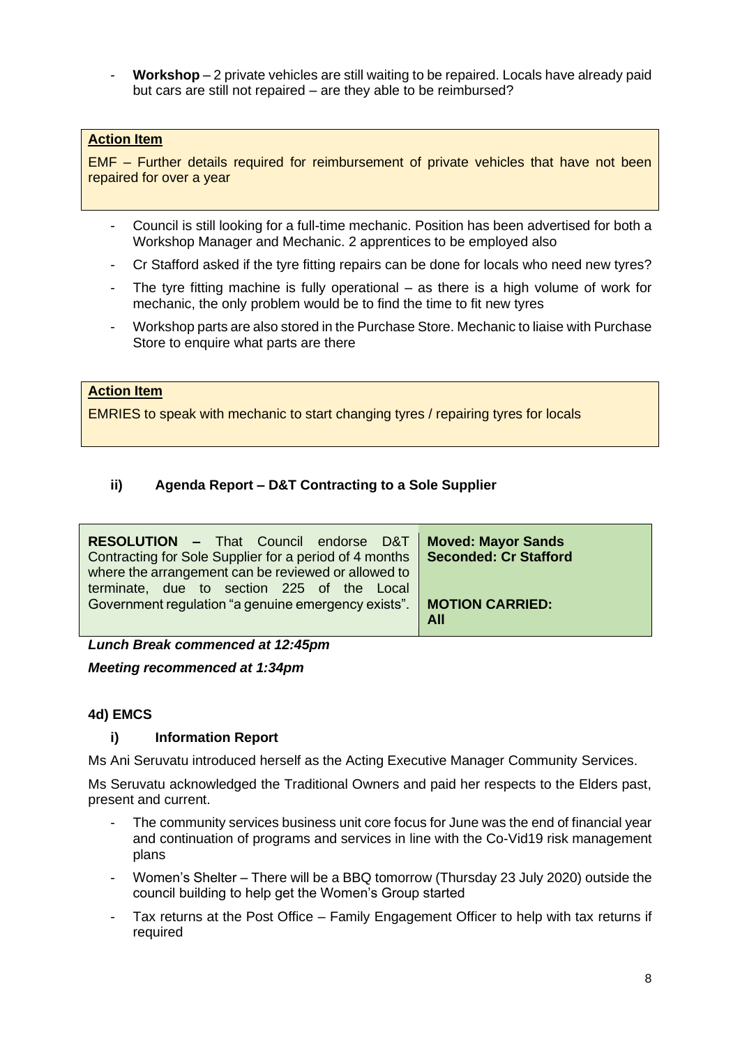- **Workshop** – 2 private vehicles are still waiting to be repaired. Locals have already paid but cars are still not repaired – are they able to be reimbursed?

> **Action Item**
>
> EMF – Further details required for reimbursement of private vehicles that have not been repaired for over a year

- Council is still looking for a full-time mechanic. Position has been advertised for both a Workshop Manager and Mechanic. 2 apprentices to be employed also
- Cr Stafford asked if the tyre fitting repairs can be done for locals who need new tyres?
- The tyre fitting machine is fully operational – as there is a high volume of work for mechanic, the only problem would be to find the time to fit new tyres
- Workshop parts are also stored in the Purchase Store. Mechanic to liaise with Purchase Store to enquire what parts are there

> **Action Item**
>
> EMRIES to speak with mechanic to start changing tyres / repairing tyres for locals

#### ii) Agenda Report – D&T Contracting to a Sole Supplier

| | |
|---|---|
| **RESOLUTION –** That Council endorse D&T Contracting for Sole Supplier for a period of 4 months where the arrangement can be reviewed or allowed to terminate, due to section 225 of the Local Government regulation "a genuine emergency exists". | **Moved: Mayor Sands**<br>**Seconded: Cr Stafford**<br><br>**MOTION CARRIED: All** |

***Lunch Break commenced at 12:45pm***

***Meeting recommenced at 1:34pm***

### 4d) EMCS

#### i) Information Report

Ms Ani Seruvatu introduced herself as the Acting Executive Manager Community Services.

Ms Seruvatu acknowledged the Traditional Owners and paid her respects to the Elders past, present and current.

- The community services business unit core focus for June was the end of financial year and continuation of programs and services in line with the Co-Vid19 risk management plans
- Women's Shelter – There will be a BBQ tomorrow (Thursday 23 July 2020) outside the council building to help get the Women's Group started
- Tax returns at the Post Office – Family Engagement Officer to help with tax returns if required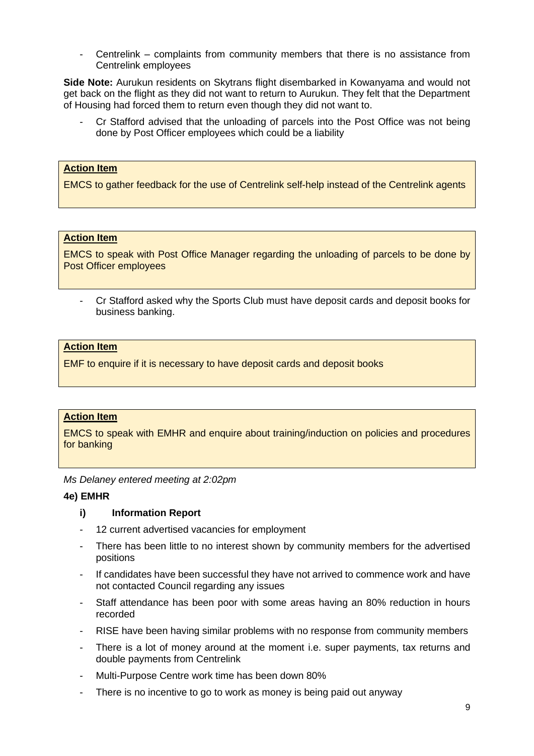- Centrelink – complaints from community members that there is no assistance from Centrelink employees

**Side Note:** Aurukun residents on Skytrans flight disembarked in Kowanyama and would not get back on the flight as they did not want to return to Aurukun. They felt that the Department of Housing had forced them to return even though they did not want to.

- Cr Stafford advised that the unloading of parcels into the Post Office was not being done by Post Officer employees which could be a liability

> **Action Item**
>
> EMCS to gather feedback for the use of Centrelink self-help instead of the Centrelink agents

> **Action Item**
>
> EMCS to speak with Post Office Manager regarding the unloading of parcels to be done by Post Officer employees

- Cr Stafford asked why the Sports Club must have deposit cards and deposit books for business banking.

> **Action Item**
>
> EMF to enquire if it is necessary to have deposit cards and deposit books

> **Action Item**
>
> EMCS to speak with EMHR and enquire about training/induction on policies and procedures for banking

*Ms Delaney entered meeting at 2:02pm*

**4e) EMHR**

**i) Information Report**

- 12 current advertised vacancies for employment
- There has been little to no interest shown by community members for the advertised positions
- If candidates have been successful they have not arrived to commence work and have not contacted Council regarding any issues
- Staff attendance has been poor with some areas having an 80% reduction in hours recorded
- RISE have been having similar problems with no response from community members
- There is a lot of money around at the moment i.e. super payments, tax returns and double payments from Centrelink
- Multi-Purpose Centre work time has been down 80%
- There is no incentive to go to work as money is being paid out anyway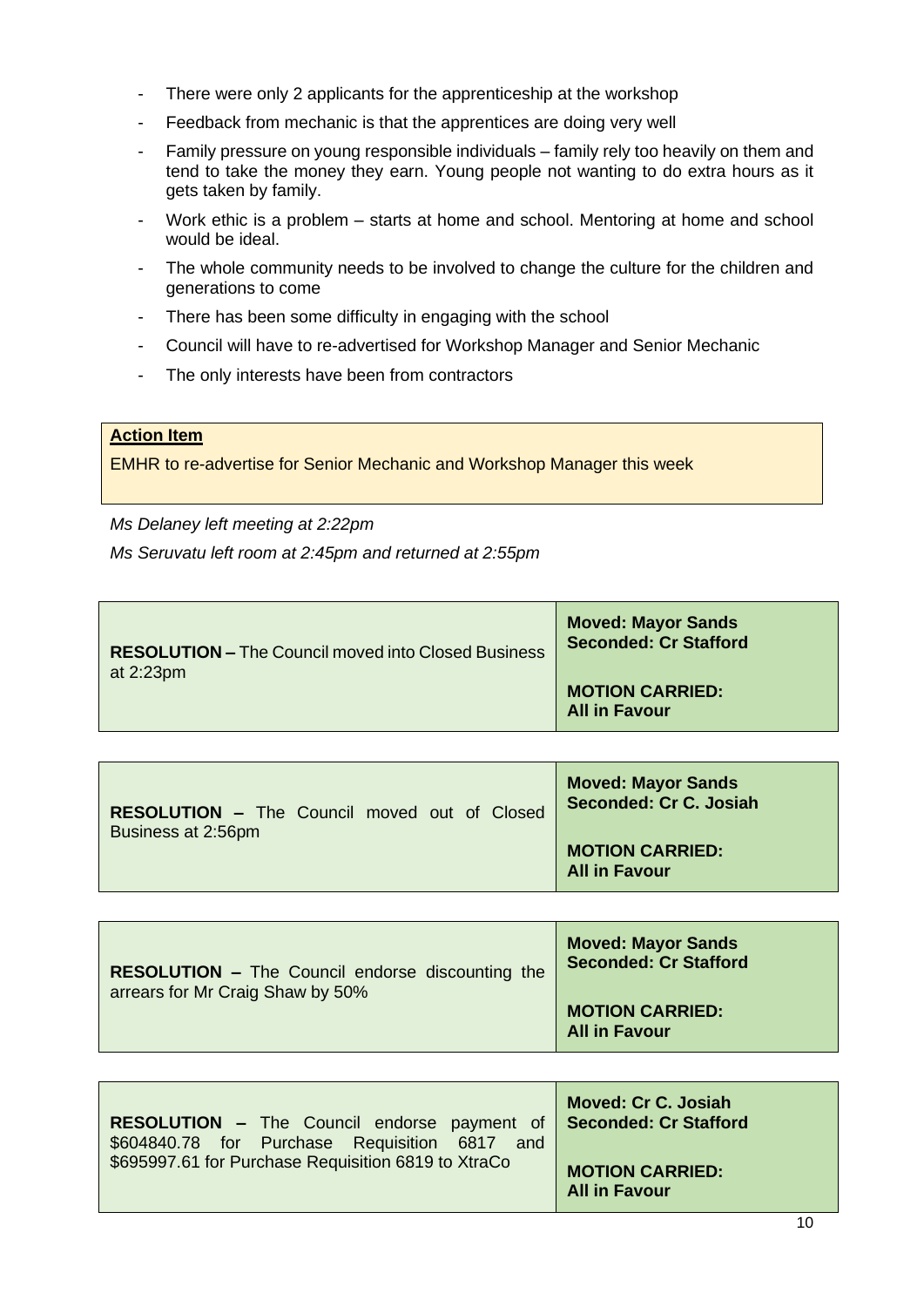- There were only 2 applicants for the apprenticeship at the workshop
- Feedback from mechanic is that the apprentices are doing very well
- Family pressure on young responsible individuals – family rely too heavily on them and tend to take the money they earn. Young people not wanting to do extra hours as it gets taken by family.
- Work ethic is a problem – starts at home and school. Mentoring at home and school would be ideal.
- The whole community needs to be involved to change the culture for the children and generations to come
- There has been some difficulty in engaging with the school
- Council will have to re-advertised for Workshop Manager and Senior Mechanic
- The only interests have been from contractors

| **Action Item** |
|---|
| EMHR to re-advertise for Senior Mechanic and Workshop Manager this week |

*Ms Delaney left meeting at 2:22pm*

*Ms Seruvatu left room at 2:45pm and returned at 2:55pm*

| **RESOLUTION –** The Council moved into Closed Business at 2:23pm | **Moved: Mayor Sands**<br>**Seconded: Cr Stafford**<br><br>**MOTION CARRIED:**<br>**All in Favour** |
|---|---|

| **RESOLUTION –** The Council moved out of Closed Business at 2:56pm | **Moved: Mayor Sands**<br>**Seconded: Cr C. Josiah**<br><br>**MOTION CARRIED:**<br>**All in Favour** |
|---|---|

| **RESOLUTION –** The Council endorse discounting the arrears for Mr Craig Shaw by 50% | **Moved: Mayor Sands**<br>**Seconded: Cr Stafford**<br><br>**MOTION CARRIED:**<br>**All in Favour** |
|---|---|

| **RESOLUTION –** The Council endorse payment of \$604840.78 for Purchase Requisition 6817 and \$695997.61 for Purchase Requisition 6819 to XtraCo | **Moved: Cr C. Josiah**<br>**Seconded: Cr Stafford**<br><br>**MOTION CARRIED:**<br>**All in Favour** |
|---|---|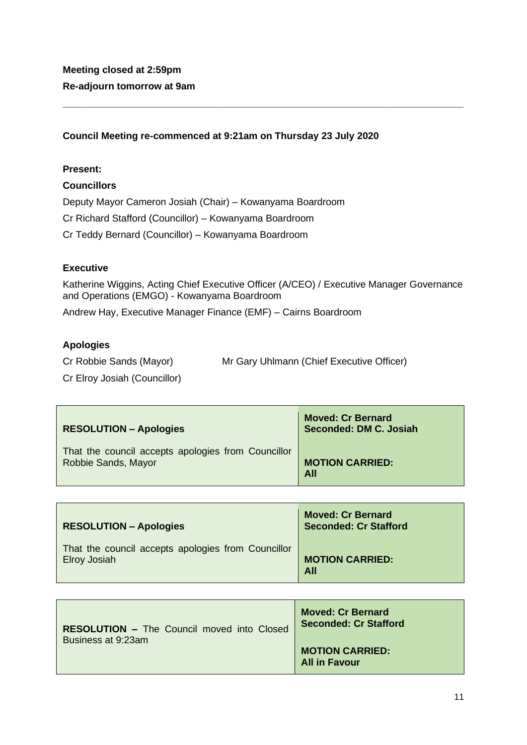**Meeting closed at 2:59pm**

**Re-adjourn tomorrow at 9am**

---

**Council Meeting re-commenced at 9:21am on Thursday 23 July 2020**

**Present:**

**Councillors**

Deputy Mayor Cameron Josiah (Chair) – Kowanyama Boardroom

Cr Richard Stafford (Councillor) – Kowanyama Boardroom

Cr Teddy Bernard (Councillor) – Kowanyama Boardroom

**Executive**

Katherine Wiggins, Acting Chief Executive Officer (A/CEO) / Executive Manager Governance and Operations (EMGO) - Kowanyama Boardroom

Andrew Hay, Executive Manager Finance (EMF) – Cairns Boardroom

**Apologies**

Cr Robbie Sands (Mayor)

Cr Elroy Josiah (Councillor)

Mr Gary Uhlmann (Chief Executive Officer)

| **RESOLUTION – Apologies**<br><br>That the council accepts apologies from Councillor Robbie Sands, Mayor | **Moved: Cr Bernard**<br>**Seconded: DM C. Josiah**<br><br>**MOTION CARRIED: All** |
|---|---|

| **RESOLUTION – Apologies**<br><br>That the council accepts apologies from Councillor Elroy Josiah | **Moved: Cr Bernard**<br>**Seconded: Cr Stafford**<br><br>**MOTION CARRIED: All** |
|---|---|

| **RESOLUTION –** The Council moved into Closed Business at 9:23am | **Moved: Cr Bernard**<br>**Seconded: Cr Stafford**<br><br>**MOTION CARRIED: All in Favour** |
|---|---|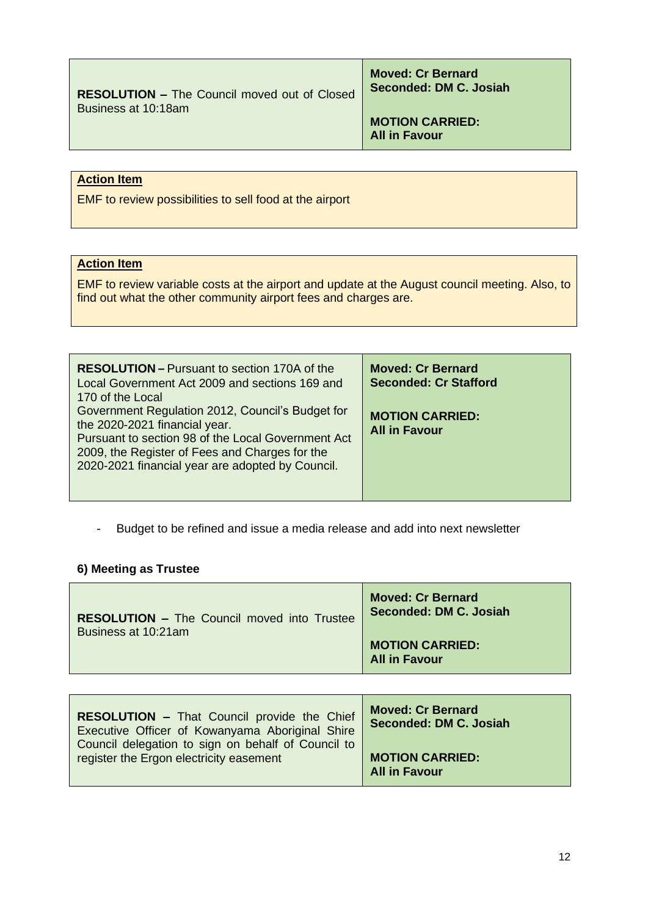| **RESOLUTION –** The Council moved out of Closed Business at 10:18am | **Moved: Cr Bernard**<br>**Seconded: DM C. Josiah**<br><br>**MOTION CARRIED:**<br>**All in Favour** |
|---|---|

**Action Item**

EMF to review possibilities to sell food at the airport

**Action Item**

EMF to review variable costs at the airport and update at the August council meeting. Also, to find out what the other community airport fees and charges are.

| **RESOLUTION –** Pursuant to section 170A of the Local Government Act 2009 and sections 169 and 170 of the Local Government Regulation 2012, Council's Budget for the 2020-2021 financial year.<br>Pursuant to section 98 of the Local Government Act 2009, the Register of Fees and Charges for the 2020-2021 financial year are adopted by Council. | **Moved: Cr Bernard**<br>**Seconded: Cr Stafford**<br><br>**MOTION CARRIED:**<br>**All in Favour** |
|---|---|

- Budget to be refined and issue a media release and add into next newsletter

### 6) Meeting as Trustee

| **RESOLUTION –** The Council moved into Trustee Business at 10:21am | **Moved: Cr Bernard**<br>**Seconded: DM C. Josiah**<br><br>**MOTION CARRIED:**<br>**All in Favour** |
|---|---|

| **RESOLUTION –** That Council provide the Chief Executive Officer of Kowanyama Aboriginal Shire Council delegation to sign on behalf of Council to register the Ergon electricity easement | **Moved: Cr Bernard**<br>**Seconded: DM C. Josiah**<br><br>**MOTION CARRIED:**<br>**All in Favour** |
|---|---|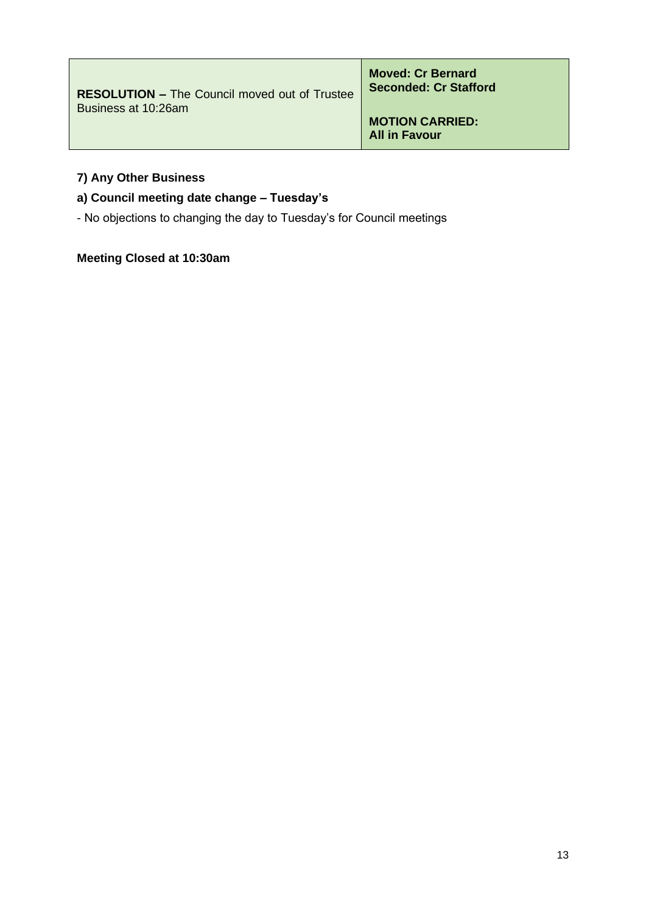| | |
|---|---|
| **RESOLUTION –** The Council moved out of Trustee Business at 10:26am | **Moved: Cr Bernard**<br>**Seconded: Cr Stafford**<br><br>**MOTION CARRIED:**<br>**All in Favour** |

**7) Any Other Business**

**a) Council meeting date change – Tuesday's**

- No objections to changing the day to Tuesday's for Council meetings

**Meeting Closed at 10:30am**